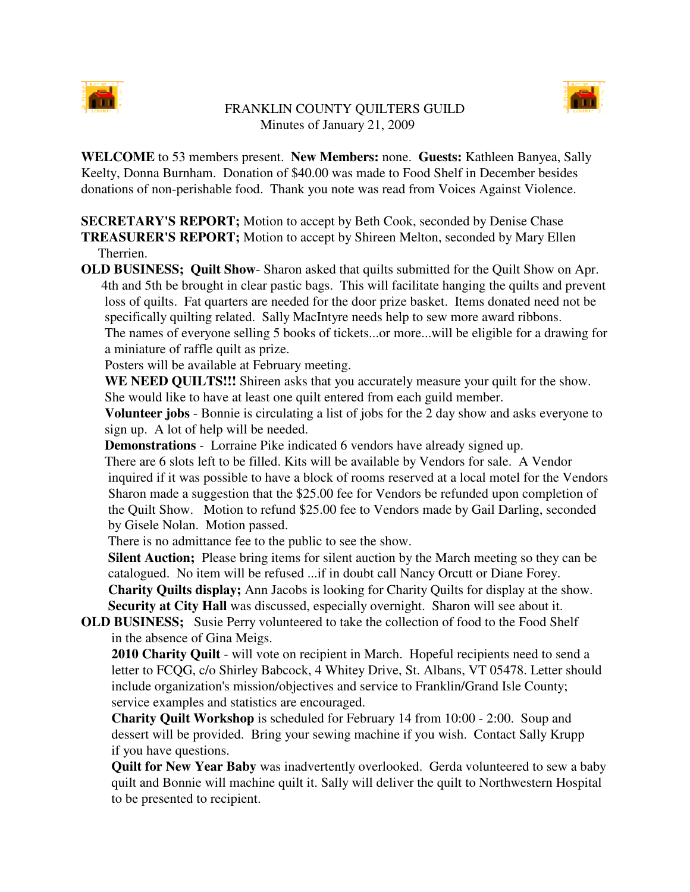# FRANKLIN COUNTY QUILTERS GUILD
Minutes of January 21, 2009

**WELCOME** to 53 members present. **New Members:** none. **Guests:** Kathleen Banyea, Sally Keelty, Donna Burnham. Donation of $40.00 was made to Food Shelf in December besides donations of non-perishable food. Thank you note was read from Voices Against Violence.

**SECRETARY'S REPORT;** Motion to accept by Beth Cook, seconded by Denise Chase
**TREASURER'S REPORT;** Motion to accept by Shireen Melton, seconded by Mary Ellen Therrien.

**OLD BUSINESS; Quilt Show**- Sharon asked that quilts submitted for the Quilt Show on Apr. 4th and 5th be brought in clear pastic bags. This will facilitate hanging the quilts and prevent loss of quilts. Fat quarters are needed for the door prize basket. Items donated need not be specifically quilting related. Sally MacIntyre needs help to sew more award ribbons.

The names of everyone selling 5 books of tickets...or more...will be eligible for a drawing for a miniature of raffle quilt as prize.

Posters will be available at February meeting.

**WE NEED QUILTS!!!** Shireen asks that you accurately measure your quilt for the show. She would like to have at least one quilt entered from each guild member.

**Volunteer jobs** - Bonnie is circulating a list of jobs for the 2 day show and asks everyone to sign up. A lot of help will be needed.

**Demonstrations** - Lorraine Pike indicated 6 vendors have already signed up.

There are 6 slots left to be filled. Kits will be available by Vendors for sale. A Vendor inquired if it was possible to have a block of rooms reserved at a local motel for the Vendors Sharon made a suggestion that the $25.00 fee for Vendors be refunded upon completion of the Quilt Show. Motion to refund $25.00 fee to Vendors made by Gail Darling, seconded by Gisele Nolan. Motion passed.

There is no admittance fee to the public to see the show.

**Silent Auction;** Please bring items for silent auction by the March meeting so they can be catalogued. No item will be refused ...if in doubt call Nancy Orcutt or Diane Forey.

**Charity Quilts display;** Ann Jacobs is looking for Charity Quilts for display at the show.

**Security at City Hall** was discussed, especially overnight. Sharon will see about it.

**OLD BUSINESS;** Susie Perry volunteered to take the collection of food to the Food Shelf in the absence of Gina Meigs.

**2010 Charity Quilt** - will vote on recipient in March. Hopeful recipients need to send a letter to FCQG, c/o Shirley Babcock, 4 Whitey Drive, St. Albans, VT 05478. Letter should include organization's mission/objectives and service to Franklin/Grand Isle County; service examples and statistics are encouraged.

**Charity Quilt Workshop** is scheduled for February 14 from 10:00 - 2:00. Soup and dessert will be provided. Bring your sewing machine if you wish. Contact Sally Krupp if you have questions.

**Quilt for New Year Baby** was inadvertently overlooked. Gerda volunteered to sew a baby quilt and Bonnie will machine quilt it. Sally will deliver the quilt to Northwestern Hospital to be presented to recipient.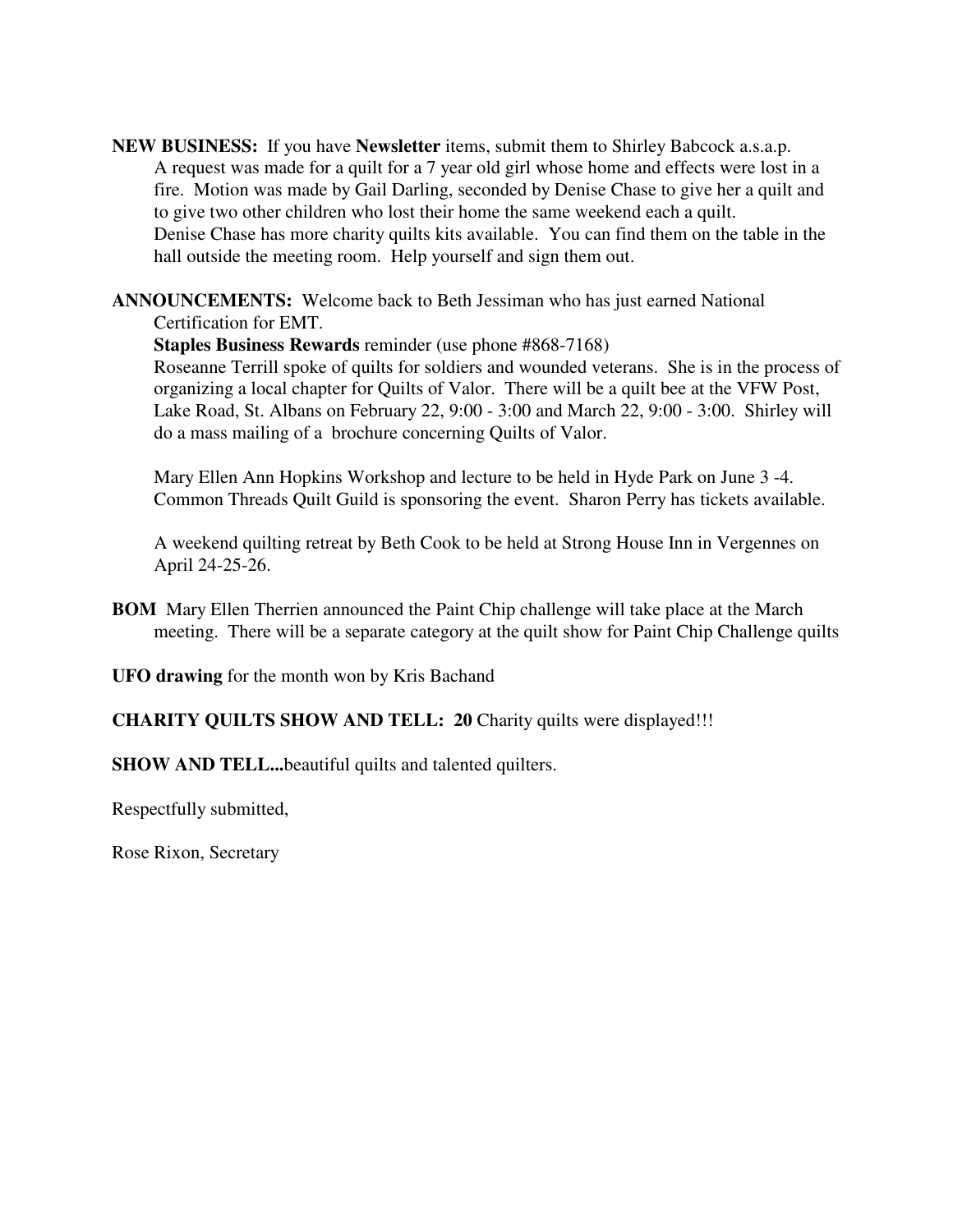**NEW BUSINESS:** If you have **Newsletter** items, submit them to Shirley Babcock a.s.a.p.
A request was made for a quilt for a 7 year old girl whose home and effects were lost in a fire. Motion was made by Gail Darling, seconded by Denise Chase to give her a quilt and to give two other children who lost their home the same weekend each a quilt.
Denise Chase has more charity quilts kits available. You can find them on the table in the hall outside the meeting room. Help yourself and sign them out.

**ANNOUNCEMENTS:** Welcome back to Beth Jessiman who has just earned National Certification for EMT.
**Staples Business Rewards** reminder (use phone #868-7168)
Roseanne Terrill spoke of quilts for soldiers and wounded veterans. She is in the process of organizing a local chapter for Quilts of Valor. There will be a quilt bee at the VFW Post, Lake Road, St. Albans on February 22, 9:00 - 3:00 and March 22, 9:00 - 3:00. Shirley will do a mass mailing of a brochure concerning Quilts of Valor.

Mary Ellen Ann Hopkins Workshop and lecture to be held in Hyde Park on June 3 -4. Common Threads Quilt Guild is sponsoring the event. Sharon Perry has tickets available.

A weekend quilting retreat by Beth Cook to be held at Strong House Inn in Vergennes on April 24-25-26.

**BOM** Mary Ellen Therrien announced the Paint Chip challenge will take place at the March meeting. There will be a separate category at the quilt show for Paint Chip Challenge quilts

**UFO drawing** for the month won by Kris Bachand

**CHARITY QUILTS SHOW AND TELL: 20** Charity quilts were displayed!!!

**SHOW AND TELL...**beautiful quilts and talented quilters.

Respectfully submitted,

Rose Rixon, Secretary